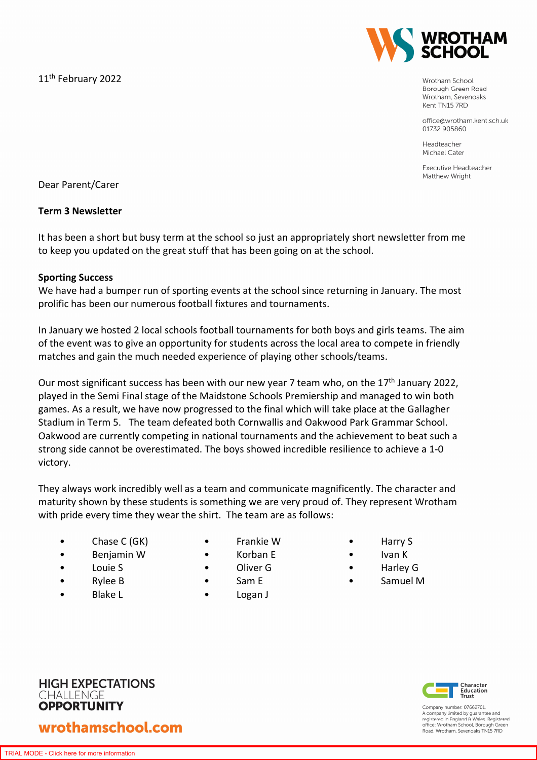11th February 2022

Wrotham School
Borough Green Road
Wrotham, Sevenoaks
Kent TN15 7RD

office@wrotham.kent.sch.uk
01732 905860

Headteacher
Michael Cater

Executive Headteacher
Matthew Wright

Dear Parent/Carer

**Term 3 Newsletter**

It has been a short but busy term at the school so just an appropriately short newsletter from me to keep you updated on the great stuff that has been going on at the school.

**Sporting Success**

We have had a bumper run of sporting events at the school since returning in January. The most prolific has been our numerous football fixtures and tournaments.

In January we hosted 2 local schools football tournaments for both boys and girls teams. The aim of the event was to give an opportunity for students across the local area to compete in friendly matches and gain the much needed experience of playing other schools/teams.

Our most significant success has been with our new year 7 team who, on the 17th January 2022, played in the Semi Final stage of the Maidstone Schools Premiership and managed to win both games. As a result, we have now progressed to the final which will take place at the Gallagher Stadium in Term 5. The team defeated both Cornwallis and Oakwood Park Grammar School. Oakwood are currently competing in national tournaments and the achievement to beat such a strong side cannot be overestimated. The boys showed incredible resilience to achieve a 1-0 victory.

They always work incredibly well as a team and communicate magnificently. The character and maturity shown by these students is something we are very proud of. They represent Wrotham with pride every time they wear the shirt. The team are as follows:

- Chase C (GK)
- Benjamin W
- Louie S
- Rylee B
- Blake L
- Frankie W
- Korban E
- Oliver G
- Sam E
- Logan J
- Harry S
- Ivan K
- Harley G
- Samuel M

HIGH EXPECTATIONS
CHALLENGE
OPPORTUNITY

wrothamschool.com

Company number: 07662701.
A company limited by guarantee and registered in England & Wales. Registered office: Wrotham School, Borough Green Road, Wrotham, Sevenoaks TN15 7RD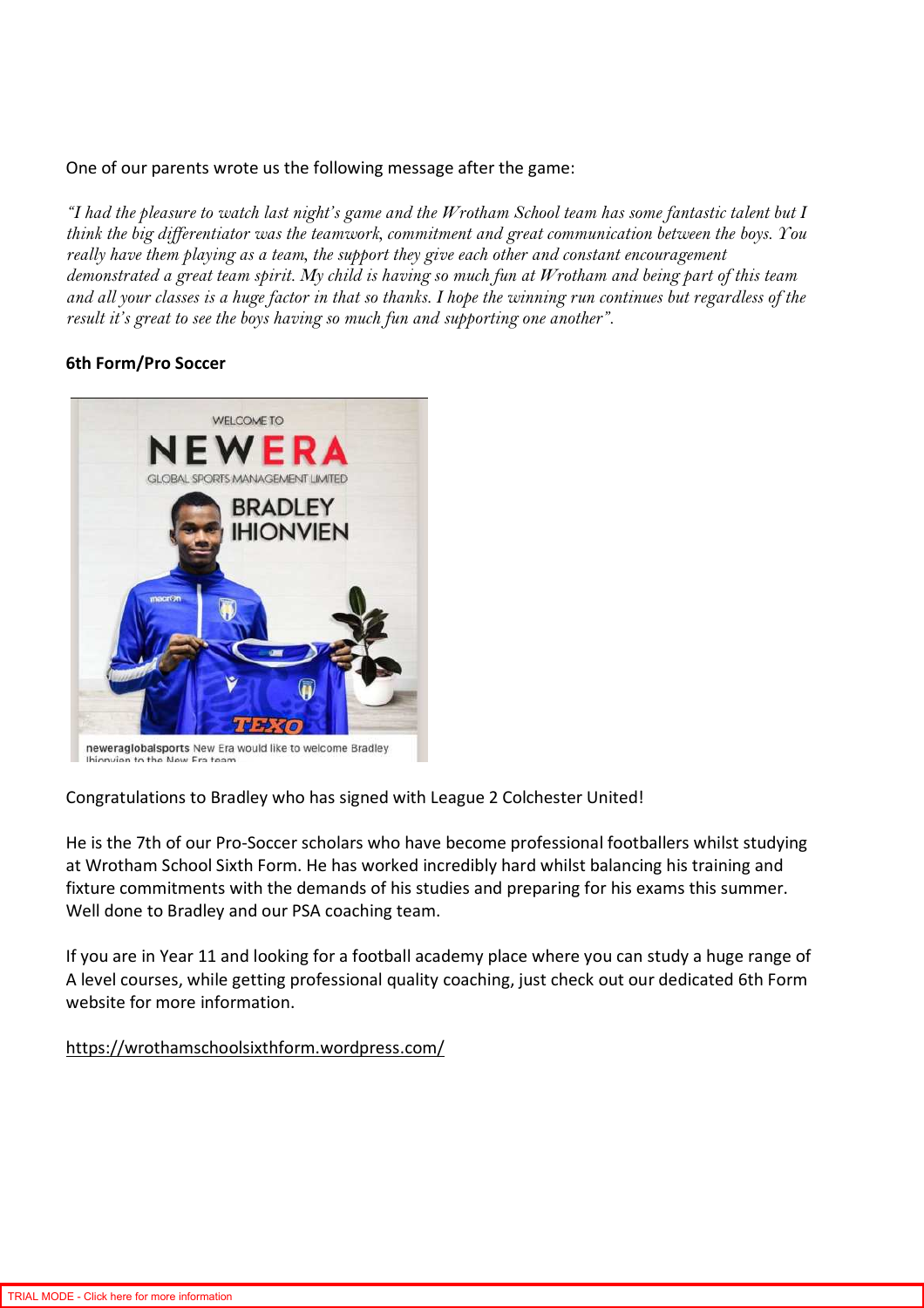One of our parents wrote us the following message after the game:

*"I had the pleasure to watch last night's game and the Wrotham School team has some fantastic talent but I think the big differentiator was the teamwork, commitment and great communication between the boys. You really have them playing as a team, the support they give each other and constant encouragement demonstrated a great team spirit. My child is having so much fun at Wrotham and being part of this team and all your classes is a huge factor in that so thanks. I hope the winning run continues but regardless of the result it's great to see the boys having so much fun and supporting one another".*

**6th Form/Pro Soccer**

Congratulations to Bradley who has signed with League 2 Colchester United!

He is the 7th of our Pro-Soccer scholars who have become professional footballers whilst studying at Wrotham School Sixth Form. He has worked incredibly hard whilst balancing his training and fixture commitments with the demands of his studies and preparing for his exams this summer. Well done to Bradley and our PSA coaching team.

If you are in Year 11 and looking for a football academy place where you can study a huge range of A level courses, while getting professional quality coaching, just check out our dedicated 6th Form website for more information.

https://wrothamschoolsixthform.wordpress.com/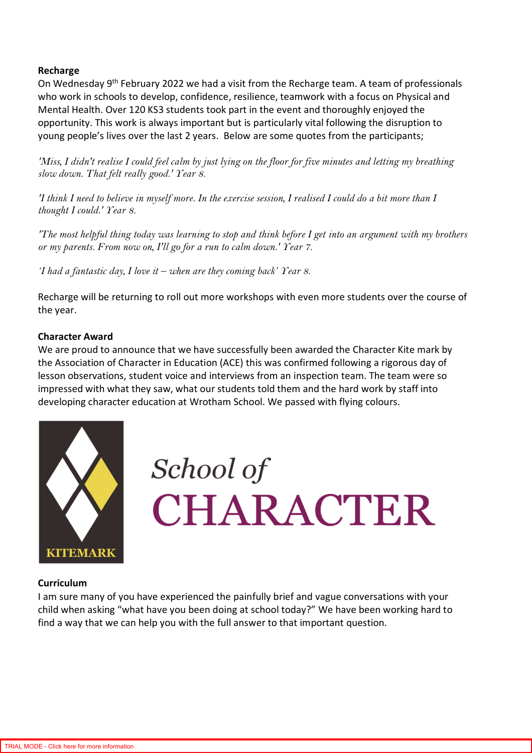**Recharge**

On Wednesday 9th February 2022 we had a visit from the Recharge team. A team of professionals who work in schools to develop, confidence, resilience, teamwork with a focus on Physical and Mental Health. Over 120 KS3 students took part in the event and thoroughly enjoyed the opportunity. This work is always important but is particularly vital following the disruption to young people's lives over the last 2 years. Below are some quotes from the participants;

*'Miss, I didn't realise I could feel calm by just lying on the floor for five minutes and letting my breathing slow down. That felt really good.' Year 8.*

*'I think I need to believe in myself more. In the exercise session, I realised I could do a bit more than I thought I could.' Year 8.*

*'The most helpful thing today was learning to stop and think before I get into an argument with my brothers or my parents. From now on, I'll go for a run to calm down.' Year 7.*

*'I had a fantastic day, I love it – when are they coming back' Year 8.*

Recharge will be returning to roll out more workshops with even more students over the course of the year.

**Character Award**

We are proud to announce that we have successfully been awarded the Character Kite mark by the Association of Character in Education (ACE) this was confirmed following a rigorous day of lesson observations, student voice and interviews from an inspection team. The team were so impressed with what they saw, what our students told them and the hard work by staff into developing character education at Wrotham School. We passed with flying colours.

KITEMARK

School of CHARACTER

**Curriculum**

I am sure many of you have experienced the painfully brief and vague conversations with your child when asking "what have you been doing at school today?" We have been working hard to find a way that we can help you with the full answer to that important question.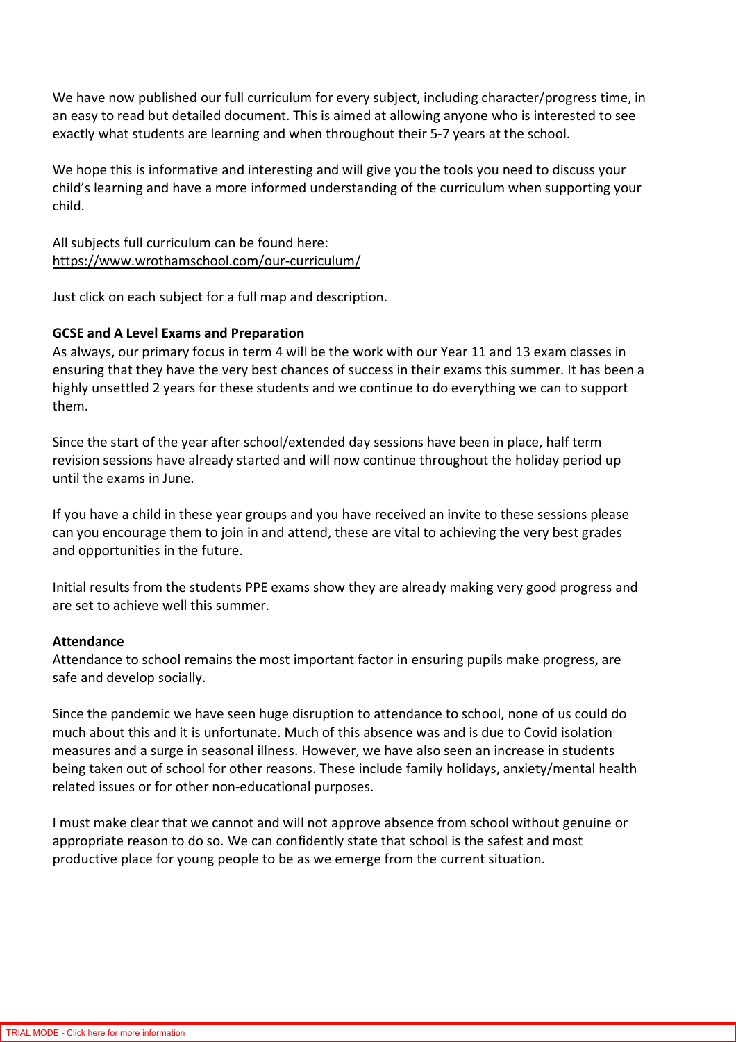We have now published our full curriculum for every subject, including character/progress time, in an easy to read but detailed document. This is aimed at allowing anyone who is interested to see exactly what students are learning and when throughout their 5-7 years at the school.

We hope this is informative and interesting and will give you the tools you need to discuss your child's learning and have a more informed understanding of the curriculum when supporting your child.

All subjects full curriculum can be found here:
https://www.wrothamschool.com/our-curriculum/

Just click on each subject for a full map and description.

**GCSE and A Level Exams and Preparation**

As always, our primary focus in term 4 will be the work with our Year 11 and 13 exam classes in ensuring that they have the very best chances of success in their exams this summer. It has been a highly unsettled 2 years for these students and we continue to do everything we can to support them.

Since the start of the year after school/extended day sessions have been in place, half term revision sessions have already started and will now continue throughout the holiday period up until the exams in June.

If you have a child in these year groups and you have received an invite to these sessions please can you encourage them to join in and attend, these are vital to achieving the very best grades and opportunities in the future.

Initial results from the students PPE exams show they are already making very good progress and are set to achieve well this summer.

**Attendance**

Attendance to school remains the most important factor in ensuring pupils make progress, are safe and develop socially.

Since the pandemic we have seen huge disruption to attendance to school, none of us could do much about this and it is unfortunate. Much of this absence was and is due to Covid isolation measures and a surge in seasonal illness. However, we have also seen an increase in students being taken out of school for other reasons. These include family holidays, anxiety/mental health related issues or for other non-educational purposes.

I must make clear that we cannot and will not approve absence from school without genuine or appropriate reason to do so. We can confidently state that school is the safest and most productive place for young people to be as we emerge from the current situation.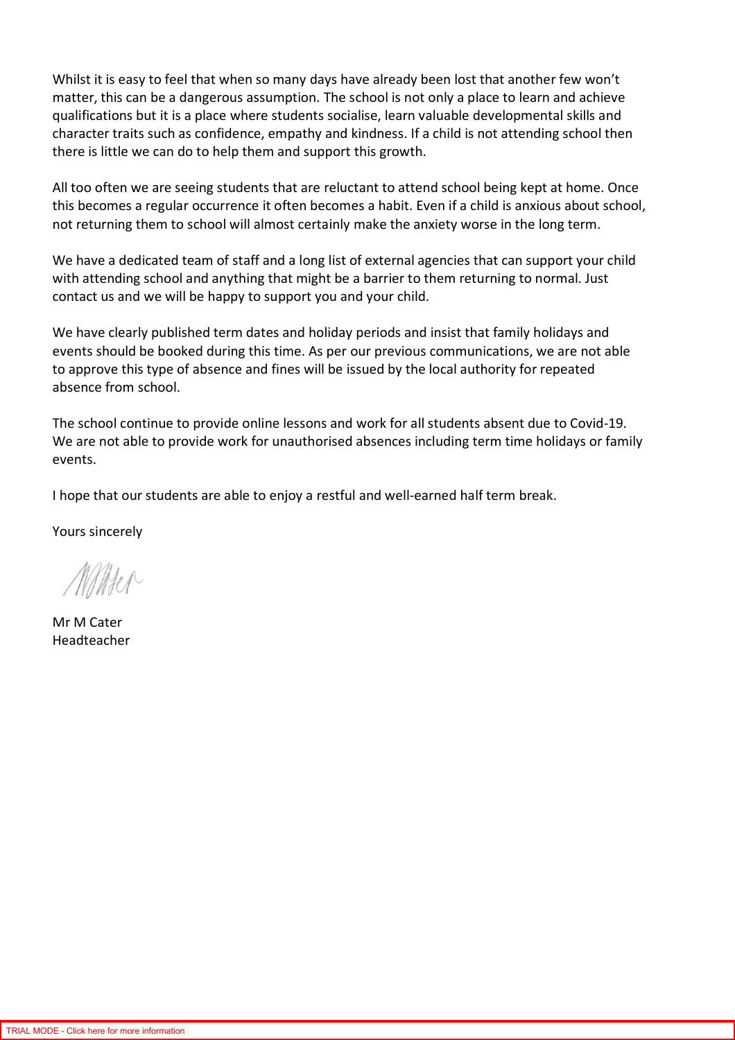Whilst it is easy to feel that when so many days have already been lost that another few won't matter, this can be a dangerous assumption. The school is not only a place to learn and achieve qualifications but it is a place where students socialise, learn valuable developmental skills and character traits such as confidence, empathy and kindness. If a child is not attending school then there is little we can do to help them and support this growth.

All too often we are seeing students that are reluctant to attend school being kept at home. Once this becomes a regular occurrence it often becomes a habit. Even if a child is anxious about school, not returning them to school will almost certainly make the anxiety worse in the long term.

We have a dedicated team of staff and a long list of external agencies that can support your child with attending school and anything that might be a barrier to them returning to normal. Just contact us and we will be happy to support you and your child.

We have clearly published term dates and holiday periods and insist that family holidays and events should be booked during this time. As per our previous communications, we are not able to approve this type of absence and fines will be issued by the local authority for repeated absence from school.

The school continue to provide online lessons and work for all students absent due to Covid-19. We are not able to provide work for unauthorised absences including term time holidays or family events.

I hope that our students are able to enjoy a restful and well-earned half term break.

Yours sincerely

Mr M Cater
Headteacher